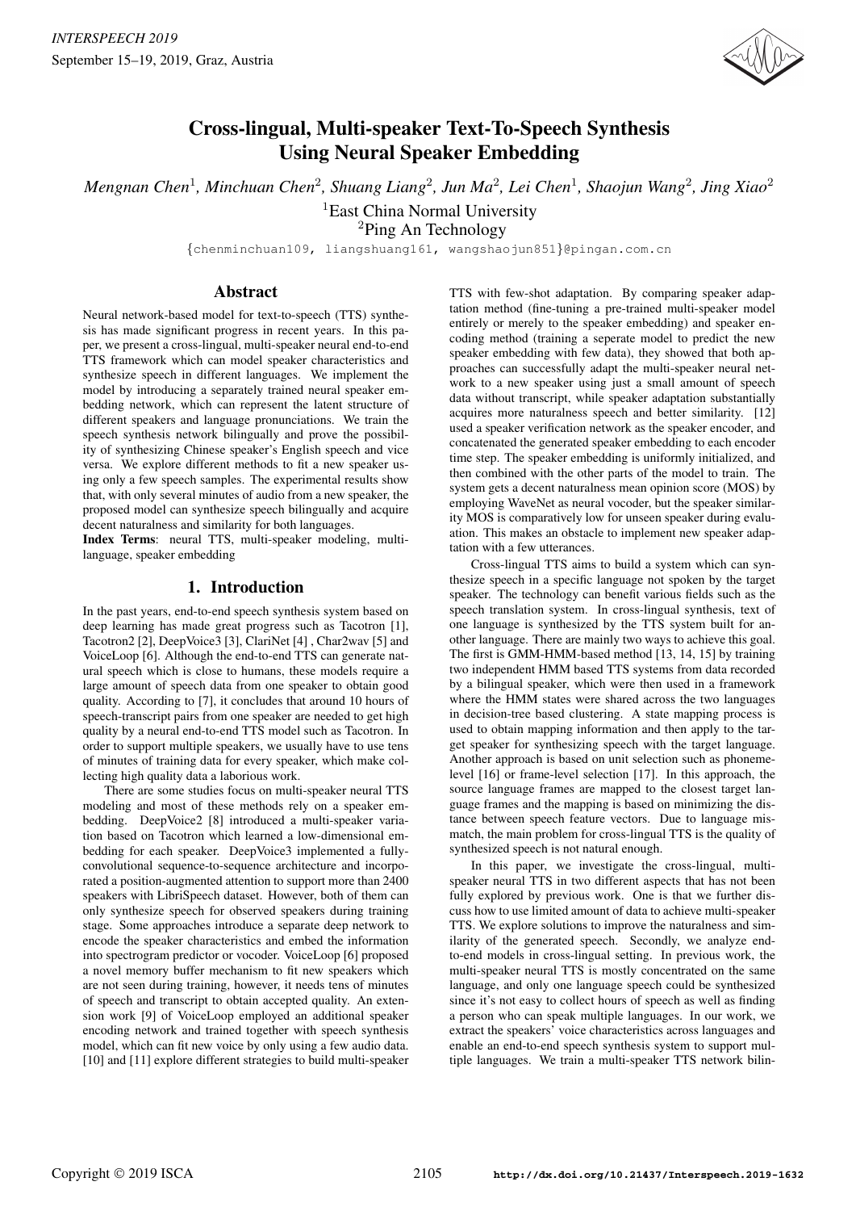# Cross-lingual, Multi-speaker Text-To-Speech Synthesis Using Neural Speaker Embedding

*Mengnan Chen[1], Minchuan Chen[2], Shuang Liang[2], Jun Ma[2], Lei Chen[1], Shaojun Wang[2], Jing Xiao[2]*

[1]East China Normal University
[2]Ping An Technology

{chenminchuan109, liangshuang161, wangshaojun851}@pingan.com.cn

## Abstract

Neural network-based model for text-to-speech (TTS) synthesis has made significant progress in recent years. In this paper, we present a cross-lingual, multi-speaker neural end-to-end TTS framework which can model speaker characteristics and synthesize speech in different languages. We implement the model by introducing a separately trained neural speaker embedding network, which can represent the latent structure of different speakers and language pronunciations. We train the speech synthesis network bilingually and prove the possibility of synthesizing Chinese speaker's English speech and vice versa. We explore different methods to fit a new speaker using only a few speech samples. The experimental results show that, with only several minutes of audio from a new speaker, the proposed model can synthesize speech bilingually and acquire decent naturalness and similarity for both languages.

**Index Terms**: neural TTS, multi-speaker modeling, multi-language, speaker embedding

## 1. Introduction

In the past years, end-to-end speech synthesis system based on deep learning has made great progress such as Tacotron [1], Tacotron2 [2], DeepVoice3 [3], ClariNet [4] , Char2wav [5] and VoiceLoop [6]. Although the end-to-end TTS can generate natural speech which is close to humans, these models require a large amount of speech data from one speaker to obtain good quality. According to [7], it concludes that around 10 hours of speech-transcript pairs from one speaker are needed to get high quality by a neural end-to-end TTS model such as Tacotron. In order to support multiple speakers, we usually have to use tens of minutes of training data for every speaker, which make collecting high quality data a laborious work.

There are some studies focus on multi-speaker neural TTS modeling and most of these methods rely on a speaker embedding. DeepVoice2 [8] introduced a multi-speaker variation based on Tacotron which learned a low-dimensional embedding for each speaker. DeepVoice3 implemented a fully-convolutional sequence-to-sequence architecture and incorporated a position-augmented attention to support more than 2400 speakers with LibriSpeech dataset. However, both of them can only synthesize speech for observed speakers during training stage. Some approaches introduce a separate deep network to encode the speaker characteristics and embed the information into spectrogram predictor or vocoder. VoiceLoop [6] proposed a novel memory buffer mechanism to fit new speakers which are not seen during training, however, it needs tens of minutes of speech and transcript to obtain accepted quality. An extension work [9] of VoiceLoop employed an additional speaker encoding network and trained together with speech synthesis model, which can fit new voice by only using a few audio data. [10] and [11] explore different strategies to build multi-speaker TTS with few-shot adaptation. By comparing speaker adaptation method (fine-tuning a pre-trained multi-speaker model entirely or merely to the speaker embedding) and speaker encoding method (training a seperate model to predict the new speaker embedding with few data), they showed that both approaches can successfully adapt the multi-speaker neural network to a new speaker using just a small amount of speech data without transcript, while speaker adaptation substantially acquires more naturalness speech and better similarity. [12] used a speaker verification network as the speaker encoder, and concatenated the generated speaker embedding to each encoder time step. The speaker embedding is uniformly initialized, and then combined with the other parts of the model to train. The system gets a decent naturalness mean opinion score (MOS) by employing WaveNet as neural vocoder, but the speaker similarity MOS is comparatively low for unseen speaker during evaluation. This makes an obstacle to implement new speaker adaptation with a few utterances.

Cross-lingual TTS aims to build a system which can synthesize speech in a specific language not spoken by the target speaker. The technology can benefit various fields such as the speech translation system. In cross-lingual synthesis, text of one language is synthesized by the TTS system built for another language. There are mainly two ways to achieve this goal. The first is GMM-HMM-based method [13, 14, 15] by training two independent HMM based TTS systems from data recorded by a bilingual speaker, which were then used in a framework where the HMM states were shared across the two languages in decision-tree based clustering. A state mapping process is used to obtain mapping information and then apply to the target speaker for synthesizing speech with the target language. Another approach is based on unit selection such as phoneme-level [16] or frame-level selection [17]. In this approach, the source language frames are mapped to the closest target language frames and the mapping is based on minimizing the distance between speech feature vectors. Due to language mismatch, the main problem for cross-lingual TTS is the quality of synthesized speech is not natural enough.

In this paper, we investigate the cross-lingual, multi-speaker neural TTS in two different aspects that has not been fully explored by previous work. One is that we further discuss how to use limited amount of data to achieve multi-speaker TTS. We explore solutions to improve the naturalness and similarity of the generated speech. Secondly, we analyze end-to-end models in cross-lingual setting. In previous work, the multi-speaker neural TTS is mostly concentrated on the same language, and only one language speech could be synthesized since it's not easy to collect hours of speech as well as finding a person who can speak multiple languages. In our work, we extract the speakers' voice characteristics across languages and enable an end-to-end speech synthesis system to support multiple languages. We train a multi-speaker TTS network bilin-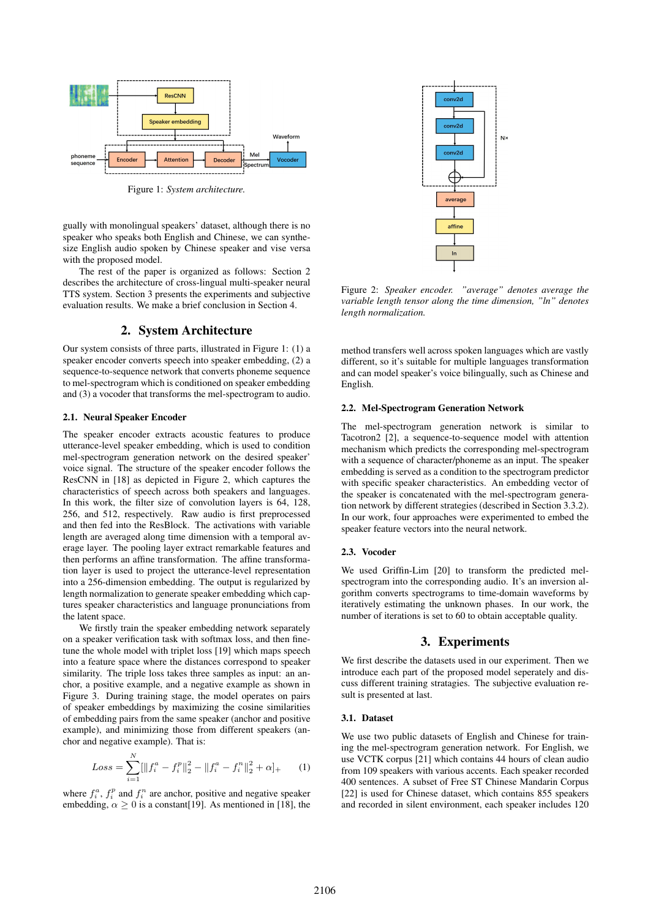Figure 1: *System architecture.*

gually with monolingual speakers' dataset, although there is no speaker who speaks both English and Chinese, we can synthesize English audio spoken by Chinese speaker and vise versa with the proposed model.

The rest of the paper is organized as follows: Section 2 describes the architecture of cross-lingual multi-speaker neural TTS system. Section 3 presents the experiments and subjective evaluation results. We make a brief conclusion in Section 4.

## 2. System Architecture

Our system consists of three parts, illustrated in Figure 1: (1) a speaker encoder converts speech into speaker embedding, (2) a sequence-to-sequence network that converts phoneme sequence to mel-spectrogram which is conditioned on speaker embedding and (3) a vocoder that transforms the mel-spectrogram to audio.

### 2.1. Neural Speaker Encoder

The speaker encoder extracts acoustic features to produce utterance-level speaker embedding, which is used to condition mel-spectrogram generation network on the desired speaker' voice signal. The structure of the speaker encoder follows the ResCNN in [18] as depicted in Figure 2, which captures the characteristics of speech across both speakers and languages. In this work, the filter size of convolution layers is 64, 128, 256, and 512, respectively. Raw audio is first preprocessed and then fed into the ResBlock. The activations with variable length are averaged along time dimension with a temporal average layer. The pooling layer extract remarkable features and then performs an affine transformation. The affine transformation layer is used to project the utterance-level representation into a 256-dimension embedding. The output is regularized by length normalization to generate speaker embedding which captures speaker characteristics and language pronunciations from the latent space.

We firstly train the speaker embedding network separately on a speaker verification task with softmax loss, and then finetune the whole model with triplet loss [19] which maps speech into a feature space where the distances correspond to speaker similarity. The triple loss takes three samples as input: an anchor, a positive example, and a negative example as shown in Figure 3. During training stage, the model operates on pairs of speaker embeddings by maximizing the cosine similarities of embedding pairs from the same speaker (anchor and positive example), and minimizing those from different speakers (anchor and negative example). That is:

$$Loss = \sum_{i=1}^{N} [\|f_i^a - f_i^p\|_2^2 - \|f_i^a - f_i^n\|_2^2 + \alpha]_+ \quad (1)$$

where $f_i^a$, $f_i^p$ and $f_i^n$ are anchor, positive and negative speaker embedding, $\alpha \geq 0$ is a constant[19]. As mentioned in [18], the method transfers well across spoken languages which are vastly different, so it's suitable for multiple languages transformation and can model speaker's voice bilingually, such as Chinese and English.

Figure 2: *Speaker encoder. "average" denotes average the variable length tensor along the time dimension, "ln" denotes length normalization.*

### 2.2. Mel-Spectrogram Generation Network

The mel-spectrogram generation network is similar to Tacotron2 [2], a sequence-to-sequence model with attention mechanism which predicts the corresponding mel-spectrogram with a sequence of character/phoneme as an input. The speaker embedding is served as a condition to the spectrogram predictor with specific speaker characteristics. An embedding vector of the speaker is concatenated with the mel-spectrogram generation network by different strategies (described in Section 3.3.2). In our work, four approaches were experimented to embed the speaker feature vectors into the neural network.

### 2.3. Vocoder

We used Griffin-Lim [20] to transform the predicted mel-spectrogram into the corresponding audio. It's an inversion algorithm converts spectrograms to time-domain waveforms by iteratively estimating the unknown phases. In our work, the number of iterations is set to 60 to obtain acceptable quality.

## 3. Experiments

We first describe the datasets used in our experiment. Then we introduce each part of the proposed model seperately and discuss different training stratagies. The subjective evaluation result is presented at last.

### 3.1. Dataset

We use two public datasets of English and Chinese for training the mel-spectrogram generation network. For English, we use VCTK corpus [21] which contains 44 hours of clean audio from 109 speakers with various accents. Each speaker recorded 400 sentences. A subset of Free ST Chinese Mandarin Corpus [22] is used for Chinese dataset, which contains 855 speakers and recorded in silent environment, each speaker includes 120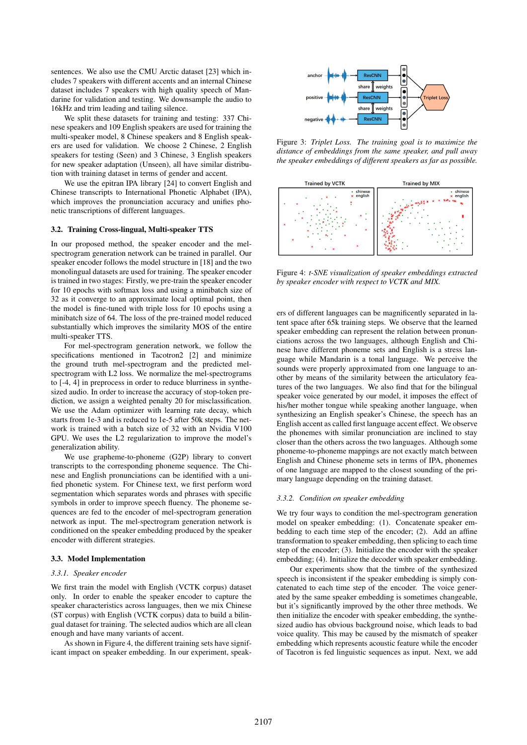sentences. We also use the CMU Arctic dataset [23] which includes 7 speakers with different accents and an internal Chinese dataset includes 7 speakers with high quality speech of Mandarine for validation and testing. We downsample the audio to 16kHz and trim leading and tailing silence.

We split these datasets for training and testing: 337 Chinese speakers and 109 English speakers are used for training the multi-speaker model, 8 Chinese speakers and 8 English speakers are used for validation. We choose 2 Chinese, 2 English speakers for testing (Seen) and 3 Chinese, 3 English speakers for new speaker adaptation (Unseen), all have similar distribution with training dataset in terms of gender and accent.

We use the epitran IPA library [24] to convert English and Chinese transcripts to International Phonetic Alphabet (IPA), which improves the pronunciation accuracy and unifies phonetic transcriptions of different languages.

### 3.2. Training Cross-lingual, Multi-speaker TTS

In our proposed method, the speaker encoder and the mel-spectrogram generation network can be trained in parallel. Our speaker encoder follows the model structure in [18] and the two monolingual datasets are used for training. The speaker encoder is trained in two stages: Firstly, we pre-train the speaker encoder for 10 epochs with softmax loss and using a minibatch size of 32 as it converge to an approximate local optimal point, then the model is fine-tuned with triple loss for 10 epochs using a minibatch size of 64. The loss of the pre-trained model reduced substantially which improves the similarity MOS of the entire multi-speaker TTS.

For mel-spectrogram generation network, we follow the specifications mentioned in Tacotron2 [2] and minimize the ground truth mel-spectrogram and the predicted mel-spectrogram with L2 loss. We normalize the mel-spectrograms to [-4, 4] in preprocess in order to reduce blurriness in synthesized audio. In order to increase the accuracy of stop-token prediction, we assign a weighted penalty 20 for misclassification. We use the Adam optimizer with learning rate decay, which starts from 1e-3 and is reduced to 1e-5 after 50k steps. The network is trained with a batch size of 32 with an Nvidia V100 GPU. We uses the L2 regularization to improve the model's generalization ability.

We use grapheme-to-phoneme (G2P) library to convert transcripts to the corresponding phoneme sequence. The Chinese and English pronunciations can be identified with a unified phonetic system. For Chinese text, we first perform word segmentation which separates words and phrases with specific symbols in order to improve speech fluency. The phoneme sequences are fed to the encoder of mel-spectrogram generation network as input. The mel-spectrogram generation network is conditioned on the speaker embedding produced by the speaker encoder with different strategies.

### 3.3. Model Implementation

#### 3.3.1. Speaker encoder

We first train the model with English (VCTK corpus) dataset only. In order to enable the speaker encoder to capture the speaker characteristics across languages, then we mix Chinese (ST corpus) with English (VCTK corpus) data to build a bilingual dataset for training. The selected audios which are all clean enough and have many variants of accent.

As shown in Figure 4, the different training sets have significant impact on speaker embedding. In our experiment, speakers of different languages can be magnificently separated in latent space after 65k training steps. We observe that the learned speaker embedding can represent the relation between pronunciations across the two languages, although English and Chinese have different phoneme sets and English is a stress language while Mandarin is a tonal language. We perceive the sounds were properly approximated from one language to another by means of the similarity between the articulatory features of the two languages. We also find that for the bilingual speaker voice generated by our model, it imposes the effect of his/her mother tongue while speaking another language, when synthesizing an English speaker's Chinese, the speech has an English accent as called first language accent effect. We observe the phonemes with similar pronunciation are inclined to stay closer than the others across the two languages. Although some phoneme-to-phoneme mappings are not exactly match between English and Chinese phoneme sets in terms of IPA, phonemes of one language are mapped to the closest sounding of the primary language depending on the training dataset.

Figure 3: *Triplet Loss. The training goal is to maximize the distance of embeddings from the same speaker, and pull away the speaker embeddings of different speakers as far as possible.*

Figure 4: *t-SNE visualization of speaker embeddings extracted by speaker encoder with respect to VCTK and MIX.*

#### 3.3.2. Condition on speaker embedding

We try four ways to condition the mel-spectrogram generation model on speaker embedding: (1). Concatenate speaker embedding to each time step of the encoder; (2). Add an affine transformation to speaker embedding, then splicing to each time step of the encoder; (3). Initialize the encoder with the speaker embedding; (4). Initialize the decoder with speaker embedding.

Our experiments show that the timbre of the synthesized speech is inconsistent if the speaker embedding is simply concatenated to each time step of the encoder. The voice generated by the same speaker embedding is sometimes changeable, but it's significantly improved by the other three methods. We then initialize the encoder with speaker embedding, the synthesized audio has obvious background noise, which leads to bad voice quality. This may be caused by the mismatch of speaker embedding which represents acoustic feature while the encoder of Tacotron is fed linguistic sequences as input. Next, we add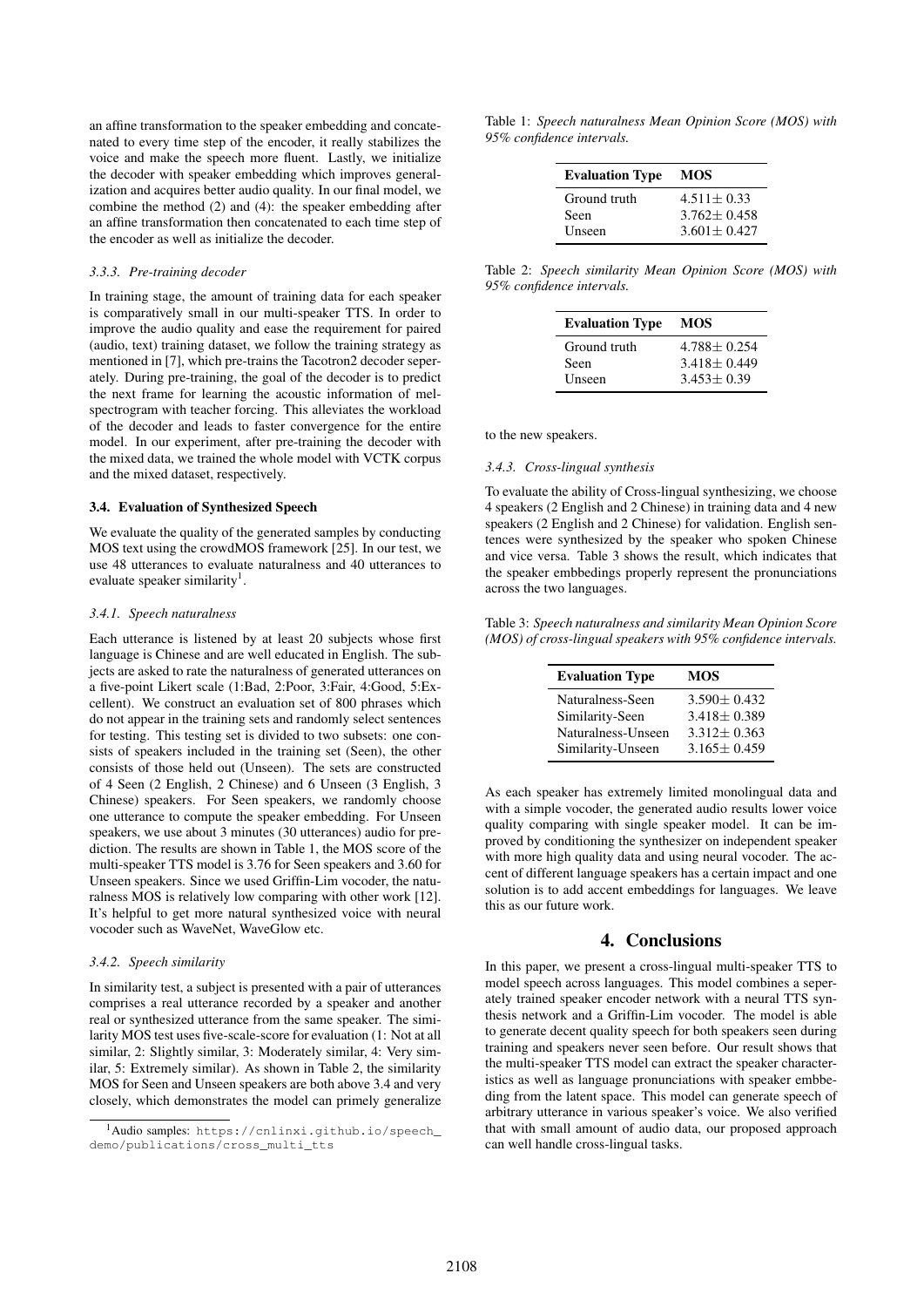an affine transformation to the speaker embedding and concatenated to every time step of the encoder, it really stabilizes the voice and make the speech more fluent. Lastly, we initialize the decoder with speaker embedding which improves generalization and acquires better audio quality. In our final model, we combine the method (2) and (4): the speaker embedding after an affine transformation then concatenated to each time step of the encoder as well as initialize the decoder.

#### 3.3.3. Pre-training decoder

In training stage, the amount of training data for each speaker is comparatively small in our multi-speaker TTS. In order to improve the audio quality and ease the requirement for paired (audio, text) training dataset, we follow the training strategy as mentioned in [7], which pre-trains the Tacotron2 decoder seperately. During pre-training, the goal of the decoder is to predict the next frame for learning the acoustic information of mel-spectrogram with teacher forcing. This alleviates the workload of the decoder and leads to faster convergence for the entire model. In our experiment, after pre-training the decoder with the mixed data, we trained the whole model with VCTK corpus and the mixed dataset, respectively.

### 3.4. Evaluation of Synthesized Speech

We evaluate the quality of the generated samples by conducting MOS text using the crowdMOS framework [25]. In our test, we use 48 utterances to evaluate naturalness and 40 utterances to evaluate speaker similarity[1].

#### 3.4.1. Speech naturalness

Each utterance is listened by at least 20 subjects whose first language is Chinese and are well educated in English. The subjects are asked to rate the naturalness of generated utterances on a five-point Likert scale (1:Bad, 2:Poor, 3:Fair, 4:Good, 5:Excellent). We construct an evaluation set of 800 phrases which do not appear in the training sets and randomly select sentences for testing. This testing set is divided to two subsets: one consists of speakers included in the training set (Seen), the other consists of those held out (Unseen). The sets are constructed of 4 Seen (2 English, 2 Chinese) and 6 Unseen (3 English, 3 Chinese) speakers. For Seen speakers, we randomly choose one utterance to compute the speaker embedding. For Unseen speakers, we use about 3 minutes (30 utterances) audio for prediction. The results are shown in Table 1, the MOS score of the multi-speaker TTS model is 3.76 for Seen speakers and 3.60 for Unseen speakers. Since we used Griffin-Lim vocoder, the naturalness MOS is relatively low comparing with other work [12]. It's helpful to get more natural synthesized voice with neural vocoder such as WaveNet, WaveGlow etc.

#### 3.4.2. Speech similarity

In similarity test, a subject is presented with a pair of utterances comprises a real utterance recorded by a speaker and another real or synthesized utterance from the same speaker. The similarity MOS test uses five-scale-score for evaluation (1: Not at all similar, 2: Slightly similar, 3: Moderately similar, 4: Very similar, 5: Extremely similar). As shown in Table 2, the similarity MOS for Seen and Unseen speakers are both above 3.4 and very closely, which demonstrates the model can primely generalize to the new speakers.

[1] Audio samples: https://cnlinxi.github.io/speech_demo/publications/cross_multi_tts

Table 1: *Speech naturalness Mean Opinion Score (MOS) with 95% confidence intervals.*

| Evaluation Type | MOS |
|---|---|
| Ground truth | $4.511 \pm 0.33$ |
| Seen | $3.762 \pm 0.458$ |
| Unseen | $3.601 \pm 0.427$ |

Table 2: *Speech similarity Mean Opinion Score (MOS) with 95% confidence intervals.*

| Evaluation Type | MOS |
|---|---|
| Ground truth | $4.788 \pm 0.254$ |
| Seen | $3.418 \pm 0.449$ |
| Unseen | $3.453 \pm 0.39$ |

#### 3.4.3. Cross-lingual synthesis

To evaluate the ability of Cross-lingual synthesizing, we choose 4 speakers (2 English and 2 Chinese) in training data and 4 new speakers (2 English and 2 Chinese) for validation. English sentences were synthesized by the speaker who spoken Chinese and vice versa. Table 3 shows the result, which indicates that the speaker embbedings properly represent the pronunciations across the two languages.

Table 3: *Speech naturalness and similarity Mean Opinion Score (MOS) of cross-lingual speakers with 95% confidence intervals.*

| Evaluation Type | MOS |
|---|---|
| Naturalness-Seen | $3.590 \pm 0.432$ |
| Similarity-Seen | $3.418 \pm 0.389$ |
| Naturalness-Unseen | $3.312 \pm 0.363$ |
| Similarity-Unseen | $3.165 \pm 0.459$ |

As each speaker has extremely limited monolingual data and with a simple vocoder, the generated audio results lower voice quality comparing with single speaker model. It can be improved by conditioning the synthesizer on independent speaker with more high quality data and using neural vocoder. The accent of different language speakers has a certain impact and one solution is to add accent embeddings for languages. We leave this as our future work.

## 4. Conclusions

In this paper, we present a cross-lingual multi-speaker TTS to model speech across languages. This model combines a seperately trained speaker encoder network with a neural TTS synthesis network and a Griffin-Lim vocoder. The model is able to generate decent quality speech for both speakers seen during training and speakers never seen before. Our result shows that the multi-speaker TTS model can extract the speaker characteristics as well as language pronunciations with speaker embbeding from the latent space. This model can generate speech of arbitrary utterance in various speaker's voice. We also verified that with small amount of audio data, our proposed approach can well handle cross-lingual tasks.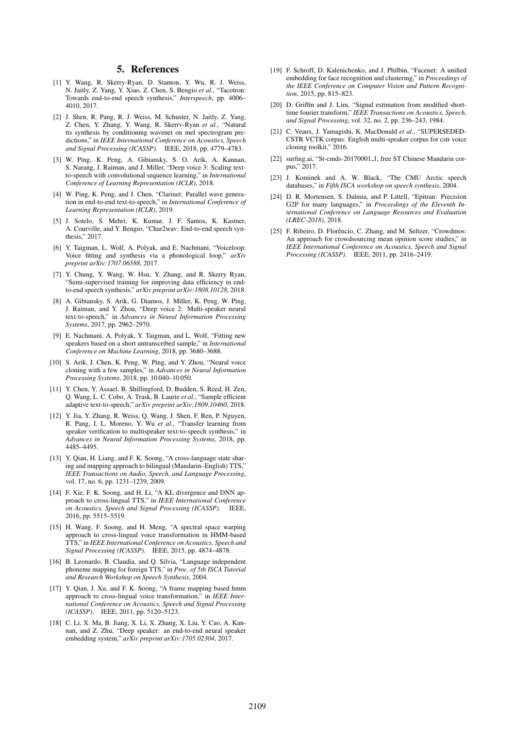## 5. References

[1] Y. Wang, R. Skerry-Ryan, D. Stanton, Y. Wu, R. J. Weiss, N. Jaitly, Z. Yang, Y. Xiao, Z. Chen, S. Bengio *et al.*, "Tacotron: Towards end-to-end speech synthesis," *Interspeech*, pp. 4006–4010, 2017.

[2] J. Shen, R. Pang, R. J. Weiss, M. Schuster, N. Jaitly, Z. Yang, Z. Chen, Y. Zhang, Y. Wang, R. Skerrv-Ryan *et al.*, "Natural tts synthesis by conditioning wavenet on mel spectrogram predictions," in *IEEE International Conference on Acoustics, Speech and Signal Processing (ICASSP)*. IEEE, 2018, pp. 4779–4783.

[3] W. Ping, K. Peng, A. Gibiansky, S. O. Arik, A. Kannan, S. Narang, J. Raiman, and J. Miller, "Deep voice 3: Scaling text-to-speech with convolutional sequence learning," in *International Conference of Learning Representation (ICLR)*, 2018.

[4] W. Ping, K. Peng, and J. Chen, "Clarinet: Parallel wave generation in end-to-end text-to-speech," in *International Conference of Learning Representation (ICLR)*, 2019.

[5] J. Sotelo, S. Mehri, K. Kumar, J. F. Santos, K. Kastner, A. Courville, and Y. Bengio, "Char2wav: End-to-end speech synthesis," 2017.

[6] Y. Taigman, L. Wolf, A. Polyak, and E. Nachmani, "Voiceloop: Voice fitting and synthesis via a phonological loop," *arXiv preprint arXiv:1707.06588*, 2017.

[7] Y. Chung, Y. Wang, W. Hsu, Y. Zhang, and R. Skerry Ryan, "Semi-supervised training for improving data efficiency in end-to-end speech synthesis," *arXiv preprint arXiv:1808.10128*, 2018.

[8] A. Gibiansky, S. Arik, G. Diamos, J. Miller, K. Peng, W. Ping, J. Raiman, and Y. Zhou, "Deep voice 2: Multi-speaker neural text-to-speech," in *Advances in Neural Information Processing Systems*, 2017, pp. 2962–2970.

[9] E. Nachmani, A. Polyak, Y. Taigman, and L. Wolf, "Fitting new speakers based on a short untranscribed sample," in *International Conference on Machine Learning*, 2018, pp. 3680–3688.

[10] S. Arik, J. Chen, K. Peng, W. Ping, and Y. Zhou, "Neural voice cloning with a few samples," in *Advances in Neural Information Processing Systems*, 2018, pp. 10 040–10 050.

[11] Y. Chen, Y. Assael, B. Shillingford, D. Budden, S. Reed, H. Zen, Q. Wang, L. C. Cobo, A. Trask, B. Laurie *et al.*, "Sample efficient adaptive text-to-speech," *arXiv preprint arXiv:1809.10460*, 2018.

[12] Y. Jia, Y. Zhang, R. Weiss, Q. Wang, J. Shen, F. Ren, P. Nguyen, R. Pang, I. L. Moreno, Y. Wu *et al.*, "Transfer learning from speaker verification to multispeaker text-to-speech synthesis," in *Advances in Neural Information Processing Systems*, 2018, pp. 4485–4495.

[13] Y. Qian, H. Liang, and F. K. Soong, "A cross-language state sharing and mapping approach to bilingual (Mandarin–English) TTS," *IEEE Transactions on Audio, Speech, and Language Processing*, vol. 17, no. 6, pp. 1231–1239, 2009.

[14] F. Xie, F. K. Soong, and H. Li, "A KL divergence and DNN approach to cross-lingual TTS," in *IEEE International Conference on Acoustics, Speech and Signal Processing (ICASSP)*. IEEE, 2016, pp. 5515–5519.

[15] H. Wang, F. Soong, and H. Meng, "A spectral space warping approach to cross-lingual voice transformation in HMM-based TTS," in *IEEE International Conference on Acoustics, Speech and Signal Processing (ICASSP)*. IEEE, 2015, pp. 4874–4878.

[16] B. Leonardo, B. Claudia, and Q. Silvia, "Language independent phoneme mapping for foreign TTS," in *Proc. of 5th ISCA Tutorial and Research Workshop on Speech Synthesis*, 2004.

[17] Y. Qian, J. Xu, and F. K. Soong, "A frame mapping based hmm approach to cross-lingual voice transformation," in *IEEE International Conference on Acoustics, Speech and Signal Processing (ICASSP)*. IEEE, 2011, pp. 5120–5123.

[18] C. Li, X. Ma, B. Jiang, X. Li, X. Zhang, X. Liu, Y. Cao, A. Kannan, and Z. Zhu, "Deep speaker: an end-to-end neural speaker embedding system," *arXiv preprint arXiv:1705.02304*, 2017.

[19] F. Schroff, D. Kalenichenko, and J. Philbin, "Facenet: A unified embedding for face recognition and clustering," in *Proceedings of the IEEE Conference on Computer Vision and Pattern Recognition*, 2015, pp. 815–823.

[20] D. Griffin and J. Lim, "Signal estimation from modified short-time fourier transform," *IEEE Transactions on Acoustics, Speech, and Signal Processing*, vol. 32, no. 2, pp. 236–243, 1984.

[21] C. Veaux, J. Yamagishi, K. MacDonald *et al.*, "SUPERSEDED-CSTR VCTK corpus: English multi-speaker corpus for cstr voice cloning toolkit," 2016.

[22] surfing.ai, "St-cmds-20170001_1, free ST Chinese Mandarin corpus," 2017.

[23] J. Kominek and A. W. Black, "The CMU Arctic speech databases," in *Fifth ISCA workshop on speech synthesis*, 2004.

[24] D. R. Mortensen, S. Dalmia, and P. Littell, "Epitran: Precision G2P for many languages," in *Proceedings of the Eleventh International Conference on Language Resources and Evaluation (LREC-2018)*, 2018.

[25] F. Ribeiro, D. Florêncio, C. Zhang, and M. Seltzer, "Crowdmos: An approach for crowdsourcing mean opinion score studies," in *IEEE International Conference on Acoustics, Speech and Signal Processing (ICASSP)*. IEEE, 2011, pp. 2416–2419.